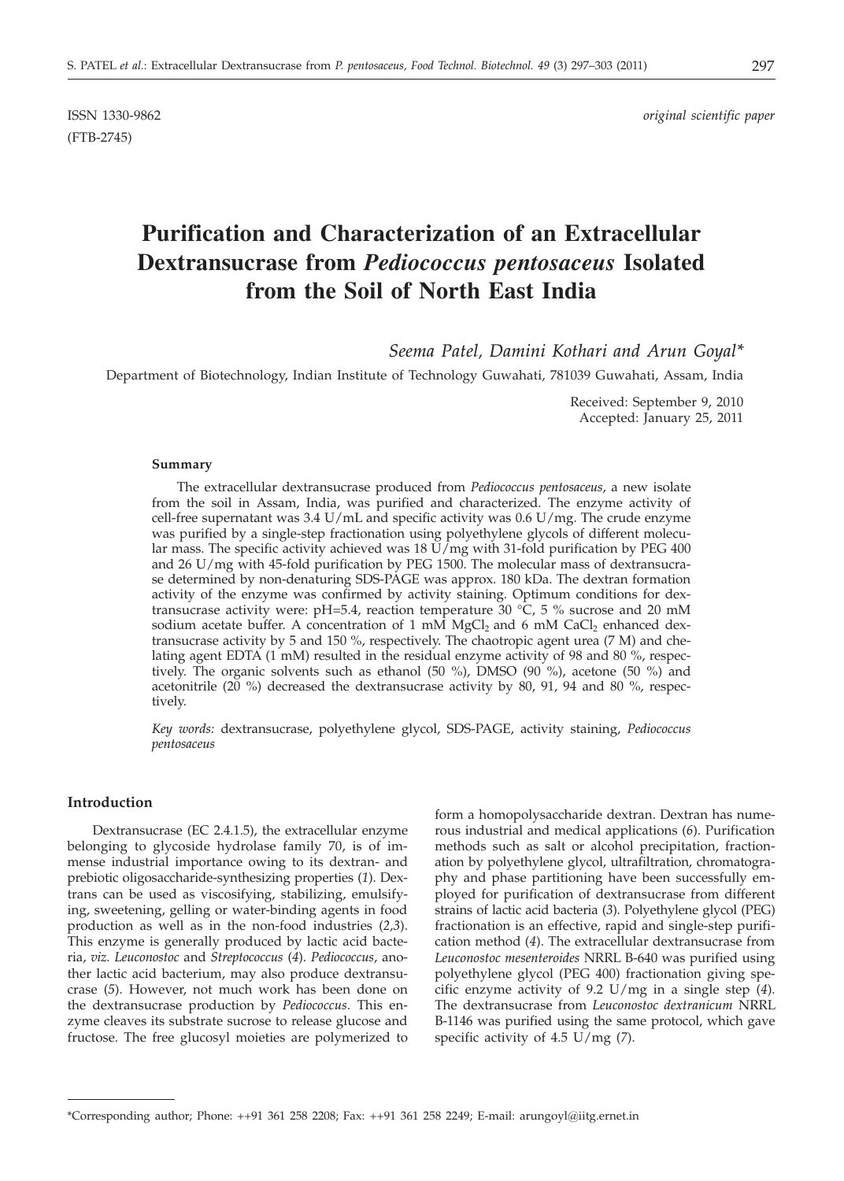ISSN 1330-9862 *original scientific paper*

(FTB-2745)

# Purification and Characterization of an Extracellular Dextransucrase from *Pediococcus pentosaceus* Isolated from the Soil of North East India

*Seema Patel, Damini Kothari and Arun Goyal**

Department of Biotechnology, Indian Institute of Technology Guwahati, 781039 Guwahati, Assam, India

Received: September 9, 2010
Accepted: January 25, 2011

#### Summary

The extracellular dextransucrase produced from *Pediococcus pentosaceus*, a new isolate from the soil in Assam, India, was purified and characterized. The enzyme activity of cell-free supernatant was 3.4 U/mL and specific activity was 0.6 U/mg. The crude enzyme was purified by a single-step fractionation using polyethylene glycols of different molecular mass. The specific activity achieved was 18 U/mg with 31-fold purification by PEG 400 and 26 U/mg with 45-fold purification by PEG 1500. The molecular mass of dextransucrase determined by non-denaturing SDS-PAGE was approx. 180 kDa. The dextran formation activity of the enzyme was confirmed by activity staining. Optimum conditions for dextransucrase activity were: pH=5.4, reaction temperature 30 °C, 5 % sucrose and 20 mM sodium acetate buffer. A concentration of 1 mM $MgCl_2$ and 6 mM $CaCl_2$ enhanced dextransucrase activity by 5 and 150 %, respectively. The chaotropic agent urea (7 M) and chelating agent EDTA (1 mM) resulted in the residual enzyme activity of 98 and 80 %, respectively. The organic solvents such as ethanol (50 %), DMSO (90 %), acetone (50 %) and acetonitrile (20 %) decreased the dextransucrase activity by 80, 91, 94 and 80 %, respectively.

*Key words:* dextransucrase, polyethylene glycol, SDS-PAGE, activity staining, *Pediococcus pentosaceus*

#### Introduction

Dextransucrase (EC 2.4.1.5), the extracellular enzyme belonging to glycoside hydrolase family 70, is of immense industrial importance owing to its dextran- and prebiotic oligosaccharide-synthesizing properties (*1*). Dextrans can be used as viscosifying, stabilizing, emulsifying, sweetening, gelling or water-binding agents in food production as well as in the non-food industries (*2,3*). This enzyme is generally produced by lactic acid bacteria, *viz. Leuconostoc* and *Streptococcus* (*4*). *Pediococcus*, another lactic acid bacterium, may also produce dextransucrase (*5*). However, not much work has been done on the dextransucrase production by *Pediococcus*. This enzyme cleaves its substrate sucrose to release glucose and fructose. The free glucosyl moieties are polymerized to form a homopolysaccharide dextran. Dextran has numerous industrial and medical applications (*6*). Purification methods such as salt or alcohol precipitation, fractionation by polyethylene glycol, ultrafiltration, chromatography and phase partitioning have been successfully employed for purification of dextransucrase from different strains of lactic acid bacteria (*3*). Polyethylene glycol (PEG) fractionation is an effective, rapid and single-step purification method (*4*). The extracellular dextransucrase from *Leuconostoc mesenteroides* NRRL B-640 was purified using polyethylene glycol (PEG 400) fractionation giving specific enzyme activity of 9.2 U/mg in a single step (*4*). The dextransucrase from *Leuconostoc dextranicum* NRRL B-1146 was purified using the same protocol, which gave specific activity of 4.5 U/mg (*7*).

*Corresponding author; Phone: ++91 361 258 2208; Fax: ++91 361 258 2249; E-mail: arungoyl@iitg.ernet.in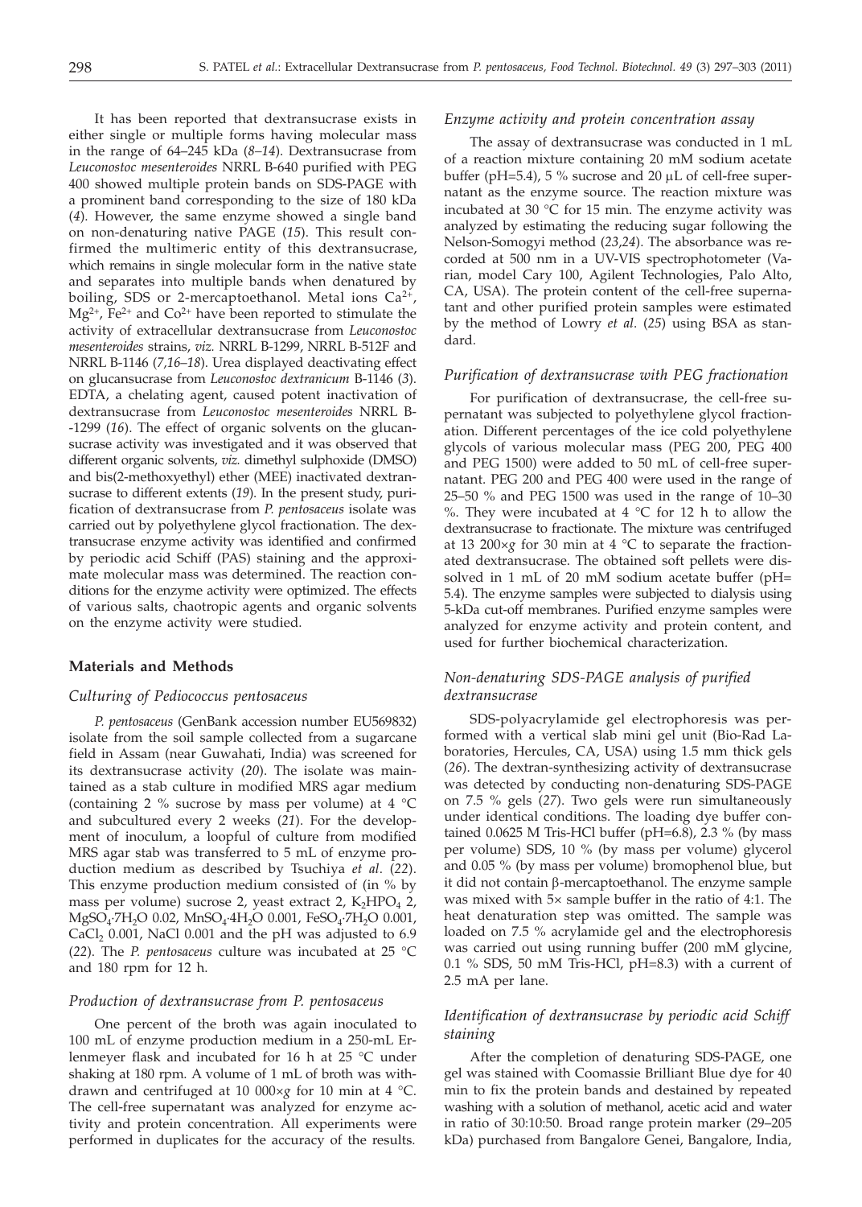It has been reported that dextransucrase exists in either single or multiple forms having molecular mass in the range of 64–245 kDa (*8–14*). Dextransucrase from *Leuconostoc mesenteroides* NRRL B-640 purified with PEG 400 showed multiple protein bands on SDS-PAGE with a prominent band corresponding to the size of 180 kDa (*4*). However, the same enzyme showed a single band on non-denaturing native PAGE (*15*). This result confirmed the multimeric entity of this dextransucrase, which remains in single molecular form in the native state and separates into multiple bands when denatured by boiling, SDS or 2-mercaptoethanol. Metal ions $Ca^{2+}$, $Mg^{2+}$, $Fe^{2+}$ and $Co^{2+}$ have been reported to stimulate the activity of extracellular dextransucrase from *Leuconostoc mesenteroides* strains, *viz.* NRRL B-1299, NRRL B-512F and NRRL B-1146 (*7,16–18*). Urea displayed deactivating effect on glucansucrase from *Leuconostoc dextranicum* B-1146 (*3*). EDTA, a chelating agent, caused potent inactivation of dextransucrase from *Leuconostoc mesenteroides* NRRL B--1299 (*16*). The effect of organic solvents on the glucansucrase activity was investigated and it was observed that different organic solvents, *viz.* dimethyl sulphoxide (DMSO) and bis(2-methoxyethyl) ether (MEE) inactivated dextransucrase to different extents (*19*). In the present study, purification of dextransucrase from *P. pentosaceus* isolate was carried out by polyethylene glycol fractionation. The dextransucrase enzyme activity was identified and confirmed by periodic acid Schiff (PAS) staining and the approximate molecular mass was determined. The reaction conditions for the enzyme activity were optimized. The effects of various salts, chaotropic agents and organic solvents on the enzyme activity were studied.

## Materials and Methods

### *Culturing of Pediococcus pentosaceus*

*P. pentosaceus* (GenBank accession number EU569832) isolate from the soil sample collected from a sugarcane field in Assam (near Guwahati, India) was screened for its dextransucrase activity (*20*). The isolate was maintained as a stab culture in modified MRS agar medium (containing 2 % sucrose by mass per volume) at 4 °C and subcultured every 2 weeks (*21*). For the development of inoculum, a loopful of culture from modified MRS agar stab was transferred to 5 mL of enzyme production medium as described by Tsuchiya *et al.* (*22*). This enzyme production medium consisted of (in % by mass per volume) sucrose 2, yeast extract 2, $K_2HPO_4$ 2, $MgSO_4·7H_2O$ 0.02, $MnSO_4·4H_2O$ 0.001, $FeSO_4·7H_2O$ 0.001, $CaCl_2$ 0.001, NaCl 0.001 and the pH was adjusted to 6.9 (*22*). The *P. pentosaceus* culture was incubated at 25 °C and 180 rpm for 12 h.

### *Production of dextransucrase from P. pentosaceus*

One percent of the broth was again inoculated to 100 mL of enzyme production medium in a 250-mL Erlenmeyer flask and incubated for 16 h at 25 °C under shaking at 180 rpm. A volume of 1 mL of broth was withdrawn and centrifuged at 10 000×*g* for 10 min at 4 °C. The cell-free supernatant was analyzed for enzyme activity and protein concentration. All experiments were performed in duplicates for the accuracy of the results.

### *Enzyme activity and protein concentration assay*

The assay of dextransucrase was conducted in 1 mL of a reaction mixture containing 20 mM sodium acetate buffer (pH=5.4), 5 % sucrose and 20 μL of cell-free supernatant as the enzyme source. The reaction mixture was incubated at 30 °C for 15 min. The enzyme activity was analyzed by estimating the reducing sugar following the Nelson-Somogyi method (*23,24*). The absorbance was recorded at 500 nm in a UV-VIS spectrophotometer (Varian, model Cary 100, Agilent Technologies, Palo Alto, CA, USA). The protein content of the cell-free supernatant and other purified protein samples were estimated by the method of Lowry *et al.* (*25*) using BSA as standard.

### *Purification of dextransucrase with PEG fractionation*

For purification of dextransucrase, the cell-free supernatant was subjected to polyethylene glycol fractionation. Different percentages of the ice cold polyethylene glycols of various molecular mass (PEG 200, PEG 400 and PEG 1500) were added to 50 mL of cell-free supernatant. PEG 200 and PEG 400 were used in the range of 25–50 % and PEG 1500 was used in the range of 10–30 %. They were incubated at 4 °C for 12 h to allow the dextransucrase to fractionate. The mixture was centrifuged at 13 200×*g* for 30 min at 4 °C to separate the fractionated dextransucrase. The obtained soft pellets were dissolved in 1 mL of 20 mM sodium acetate buffer (pH=5.4). The enzyme samples were subjected to dialysis using 5-kDa cut-off membranes. Purified enzyme samples were analyzed for enzyme activity and protein content, and used for further biochemical characterization.

### *Non-denaturing SDS-PAGE analysis of purified dextransucrase*

SDS-polyacrylamide gel electrophoresis was performed with a vertical slab mini gel unit (Bio-Rad Laboratories, Hercules, CA, USA) using 1.5 mm thick gels (*26*). The dextran-synthesizing activity of dextransucrase was detected by conducting non-denaturing SDS-PAGE on 7.5 % gels (*27*). Two gels were run simultaneously under identical conditions. The loading dye buffer contained 0.0625 M Tris-HCl buffer (pH=6.8), 2.3 % (by mass per volume) SDS, 10 % (by mass per volume) glycerol and 0.05 % (by mass per volume) bromophenol blue, but it did not contain β-mercaptoethanol. The enzyme sample was mixed with 5× sample buffer in the ratio of 4:1. The heat denaturation step was omitted. The sample was loaded on 7.5 % acrylamide gel and the electrophoresis was carried out using running buffer (200 mM glycine, 0.1 % SDS, 50 mM Tris-HCl, pH=8.3) with a current of 2.5 mA per lane.

### *Identification of dextransucrase by periodic acid Schiff staining*

After the completion of denaturing SDS-PAGE, one gel was stained with Coomassie Brilliant Blue dye for 40 min to fix the protein bands and destained by repeated washing with a solution of methanol, acetic acid and water in ratio of 30:10:50. Broad range protein marker (29–205 kDa) purchased from Bangalore Genei, Bangalore, India,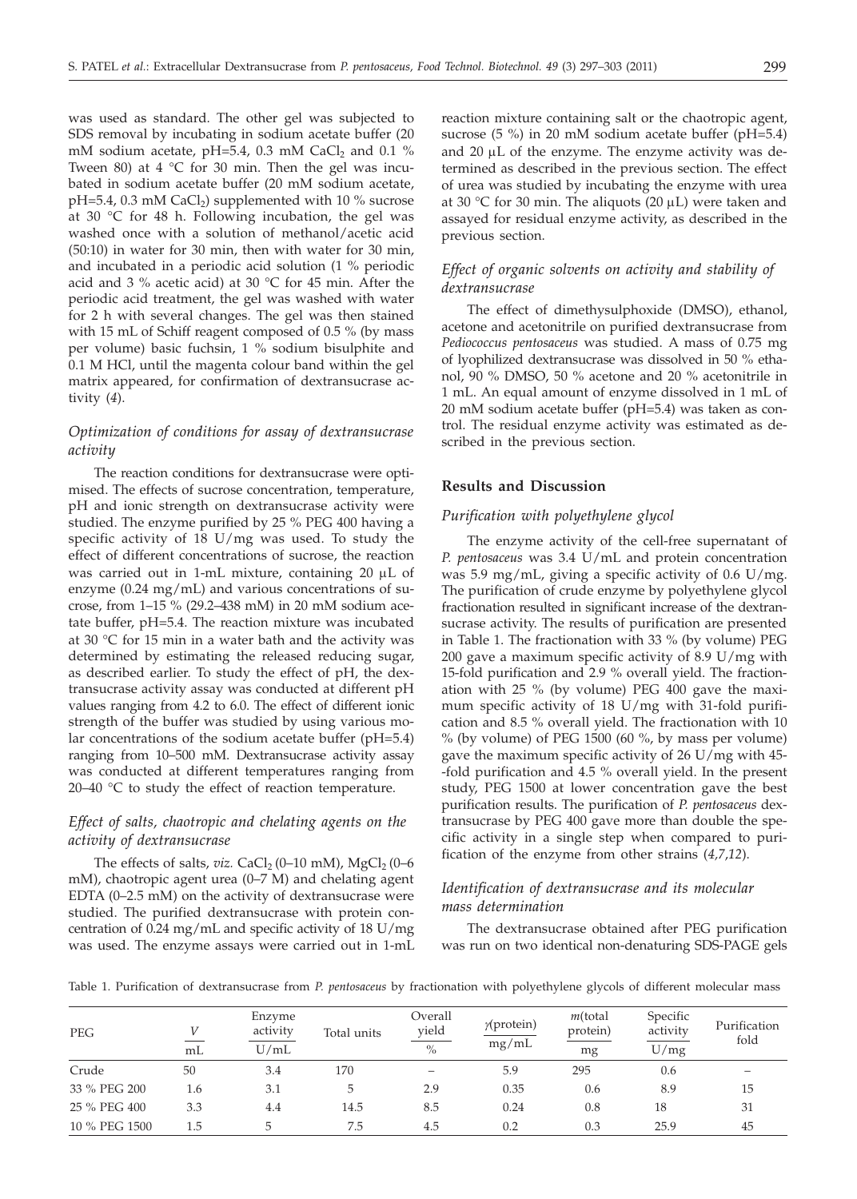was used as standard. The other gel was subjected to SDS removal by incubating in sodium acetate buffer (20 mM sodium acetate, pH=5.4, 0.3 mM $CaCl_2$ and 0.1 % Tween 80) at 4 °C for 30 min. Then the gel was incubated in sodium acetate buffer (20 mM sodium acetate, pH=5.4, 0.3 mM $CaCl_2$) supplemented with 10 % sucrose at 30 °C for 48 h. Following incubation, the gel was washed once with a solution of methanol/acetic acid (50:10) in water for 30 min, then with water for 30 min, and incubated in a periodic acid solution (1 % periodic acid and 3 % acetic acid) at 30 °C for 45 min. After the periodic acid treatment, the gel was washed with water for 2 h with several changes. The gel was then stained with 15 mL of Schiff reagent composed of 0.5 % (by mass per volume) basic fuchsin, 1 % sodium bisulphite and 0.1 M HCl, until the magenta colour band within the gel matrix appeared, for confirmation of dextransucrase activity (*4*).

### *Optimization of conditions for assay of dextransucrase activity*

The reaction conditions for dextransucrase were optimised. The effects of sucrose concentration, temperature, pH and ionic strength on dextransucrase activity were studied. The enzyme purified by 25 % PEG 400 having a specific activity of 18 U/mg was used. To study the effect of different concentrations of sucrose, the reaction was carried out in 1-mL mixture, containing 20 μL of enzyme (0.24 mg/mL) and various concentrations of sucrose, from 1–15 % (29.2–438 mM) in 20 mM sodium acetate buffer, pH=5.4. The reaction mixture was incubated at 30 °C for 15 min in a water bath and the activity was determined by estimating the released reducing sugar, as described earlier. To study the effect of pH, the dextransucrase activity assay was conducted at different pH values ranging from 4.2 to 6.0. The effect of different ionic strength of the buffer was studied by using various molar concentrations of the sodium acetate buffer (pH=5.4) ranging from 10–500 mM. Dextransucrase activity assay was conducted at different temperatures ranging from 20–40 °C to study the effect of reaction temperature.

### *Effect of salts, chaotropic and chelating agents on the activity of dextransucrase*

The effects of salts, *viz.* $CaCl_2$ (0–10 mM), $MgCl_2$ (0–6 mM), chaotropic agent urea (0–7 M) and chelating agent EDTA (0–2.5 mM) on the activity of dextransucrase were studied. The purified dextransucrase with protein concentration of 0.24 mg/mL and specific activity of 18 U/mg was used. The enzyme assays were carried out in 1-mL reaction mixture containing salt or the chaotropic agent, sucrose (5 %) in 20 mM sodium acetate buffer (pH=5.4) and 20 μL of the enzyme. The enzyme activity was determined as described in the previous section. The effect of urea was studied by incubating the enzyme with urea at 30 °C for 30 min. The aliquots (20 μL) were taken and assayed for residual enzyme activity, as described in the previous section.

### *Effect of organic solvents on activity and stability of dextransucrase*

The effect of dimethysulphoxide (DMSO), ethanol, acetone and acetonitrile on purified dextransucrase from *Pediococcus pentosaceus* was studied. A mass of 0.75 mg of lyophilized dextransucrase was dissolved in 50 % ethanol, 90 % DMSO, 50 % acetone and 20 % acetonitrile in 1 mL. An equal amount of enzyme dissolved in 1 mL of 20 mM sodium acetate buffer (pH=5.4) was taken as control. The residual enzyme activity was estimated as described in the previous section.

## Results and Discussion

### *Purification with polyethylene glycol*

The enzyme activity of the cell-free supernatant of *P. pentosaceus* was 3.4 U/mL and protein concentration was 5.9 mg/mL, giving a specific activity of 0.6 U/mg. The purification of crude enzyme by polyethylene glycol fractionation resulted in significant increase of the dextransucrase activity. The results of purification are presented in Table 1. The fractionation with 33 % (by volume) PEG 200 gave a maximum specific activity of 8.9 U/mg with 15-fold purification and 2.9 % overall yield. The fractionation with 25 % (by volume) PEG 400 gave the maximum specific activity of 18 U/mg with 31-fold purification and 8.5 % overall yield. The fractionation with 10 % (by volume) of PEG 1500 (60 %, by mass per volume) gave the maximum specific activity of 26 U/mg with 45-fold purification and 4.5 % overall yield. In the present study, PEG 1500 at lower concentration gave the best purification results. The purification of *P. pentosaceus* dextransucrase by PEG 400 gave more than double the specific activity in a single step when compared to purification of the enzyme from other strains (*4*,*7*,*12*).

### *Identification of dextransucrase and its molecular mass determination*

The dextransucrase obtained after PEG purification was run on two identical non-denaturing SDS-PAGE gels

Table 1. Purification of dextransucrase from *P. pentosaceus* by fractionation with polyethylene glycols of different molecular mass

| PEG | $V$ / mL | Enzyme activity / (U/mL) | Total units | Overall yield / % | $\gamma$(protein) / (mg/mL) | $m$(total protein) / mg | Specific activity / (U/mg) | Purification fold |
|---|---|---|---|---|---|---|---|---|
| Crude | 50 | 3.4 | 170 | – | 5.9 | 295 | 0.6 | – |
| 33 % PEG 200 | 1.6 | 3.1 | 5 | 2.9 | 0.35 | 0.6 | 8.9 | 15 |
| 25 % PEG 400 | 3.3 | 4.4 | 14.5 | 8.5 | 0.24 | 0.8 | 18 | 31 |
| 10 % PEG 1500 | 1.5 | 5 | 7.5 | 4.5 | 0.2 | 0.3 | 25.9 | 45 |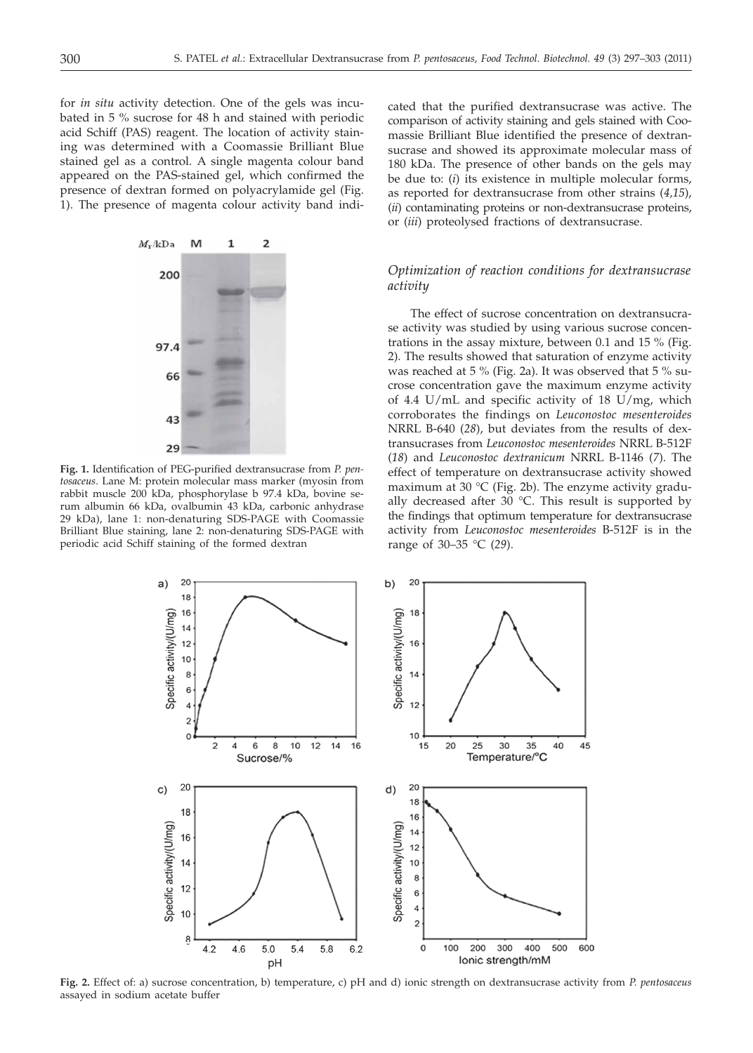for *in situ* activity detection. One of the gels was incubated in 5 % sucrose for 48 h and stained with periodic acid Schiff (PAS) reagent. The location of activity staining was determined with a Coomassie Brilliant Blue stained gel as a control. A single magenta colour band appeared on the PAS-stained gel, which confirmed the presence of dextran formed on polyacrylamide gel (Fig. 1). The presence of magenta colour activity band indicated that the purified dextransucrase was active. The comparison of activity staining and gels stained with Coomassie Brilliant Blue identified the presence of dextransucrase and showed its approximate molecular mass of 180 kDa. The presence of other bands on the gels may be due to: (*i*) its existence in multiple molecular forms, as reported for dextransucrase from other strains (*4,15*), (*ii*) contaminating proteins or non-dextransucrase proteins, or (*iii*) proteolysed fractions of dextransucrase.

**Fig. 1.** Identification of PEG-purified dextransucrase from *P. pentosaceus*. Lane M: protein molecular mass marker (myosin from rabbit muscle 200 kDa, phosphorylase b 97.4 kDa, bovine serum albumin 66 kDa, ovalbumin 43 kDa, carbonic anhydrase 29 kDa), lane 1: non-denaturing SDS-PAGE with Coomassie Brilliant Blue staining, lane 2: non-denaturing SDS-PAGE with periodic acid Schiff staining of the formed dextran

### *Optimization of reaction conditions for dextransucrase activity*

The effect of sucrose concentration on dextransucrase activity was studied by using various sucrose concentrations in the assay mixture, between 0.1 and 15 % (Fig. 2). The results showed that saturation of enzyme activity was reached at 5 % (Fig. 2a). It was observed that 5 % sucrose concentration gave the maximum enzyme activity of 4.4 U/mL and specific activity of 18 U/mg, which corroborates the findings on *Leuconostoc mesenteroides* NRRL B-640 (*28*), but deviates from the results of dextransucrases from *Leuconostoc mesenteroides* NRRL B-512F (*18*) and *Leuconostoc dextranicum* NRRL B-1146 (*7*). The effect of temperature on dextransucrase activity showed maximum at 30 °C (Fig. 2b). The enzyme activity gradually decreased after 30 °C. This result is supported by the findings that optimum temperature for dextransucrase activity from *Leuconostoc mesenteroides* B-512F is in the range of 30–35 °C (*29*).

**Fig. 2.** Effect of: a) sucrose concentration, b) temperature, c) pH and d) ionic strength on dextransucrase activity from *P. pentosaceus* assayed in sodium acetate buffer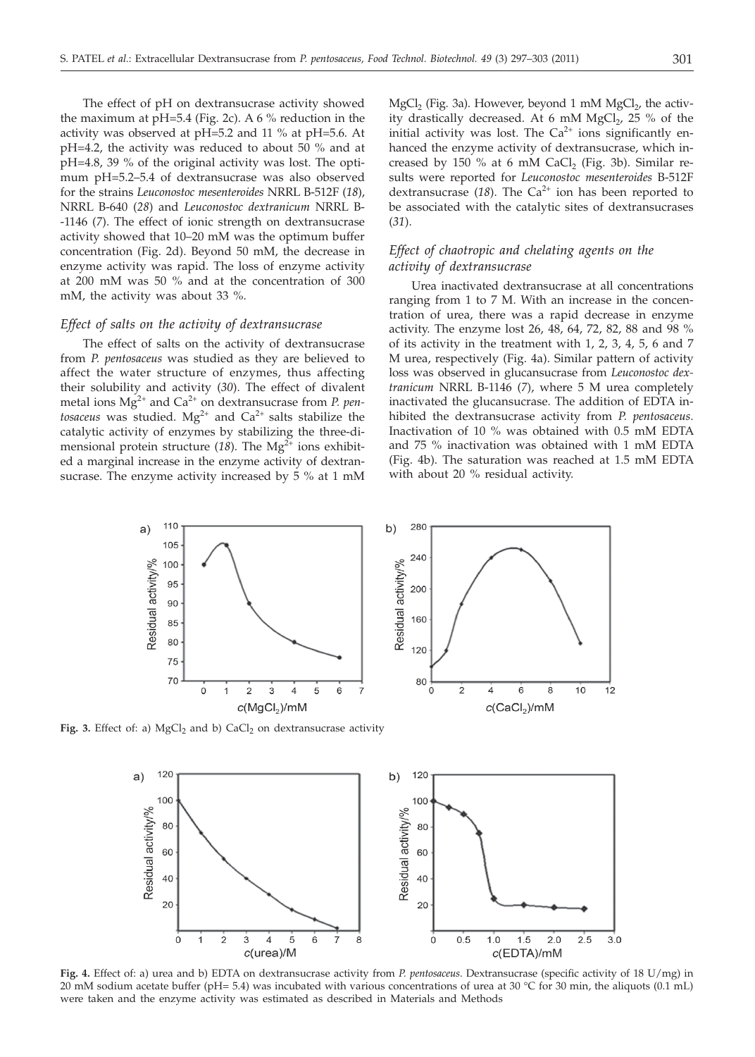The effect of pH on dextransucrase activity showed the maximum at pH=5.4 (Fig. 2c). A 6 % reduction in the activity was observed at pH=5.2 and 11 % at pH=5.6. At pH=4.2, the activity was reduced to about 50 % and at pH=4.8, 39 % of the original activity was lost. The optimum pH=5.2–5.4 of dextransucrase was also observed for the strains *Leuconostoc mesenteroides* NRRL B-512F (*18*), NRRL B-640 (*28*) and *Leuconostoc dextranicum* NRRL B-1146 (*7*). The effect of ionic strength on dextransucrase activity showed that 10–20 mM was the optimum buffer concentration (Fig. 2d). Beyond 50 mM, the decrease in enzyme activity was rapid. The loss of enzyme activity at 200 mM was 50 % and at the concentration of 300 mM, the activity was about 33 %.

### *Effect of salts on the activity of dextransucrase*

The effect of salts on the activity of dextransucrase from *P. pentosaceus* was studied as they are believed to affect the water structure of enzymes, thus affecting their solubility and activity (*30*). The effect of divalent metal ions $Mg^{2+}$ and $Ca^{2+}$ on dextransucrase from *P. pentosaceus* was studied. $Mg^{2+}$ and $Ca^{2+}$ salts stabilize the catalytic activity of enzymes by stabilizing the three-dimensional protein structure (*18*). The $Mg^{2+}$ ions exhibited a marginal increase in the enzyme activity of dextransucrase. The enzyme activity increased by 5 % at 1 mM $MgCl_2$ (Fig. 3a). However, beyond 1 mM $MgCl_2$, the activity drastically decreased. At 6 mM $MgCl_2$, 25 % of the initial activity was lost. The $Ca^{2+}$ ions significantly enhanced the enzyme activity of dextransucrase, which increased by 150 % at 6 mM $CaCl_2$ (Fig. 3b). Similar results were reported for *Leuconostoc mesenteroides* B-512F dextransucrase (*18*). The $Ca^{2+}$ ion has been reported to be associated with the catalytic sites of dextransucrases (*31*).

### *Effect of chaotropic and chelating agents on the activity of dextransucrase*

Urea inactivated dextransucrase at all concentrations ranging from 1 to 7 M. With an increase in the concentration of urea, there was a rapid decrease in enzyme activity. The enzyme lost 26, 48, 64, 72, 82, 88 and 98 % of its activity in the treatment with 1, 2, 3, 4, 5, 6 and 7 M urea, respectively (Fig. 4a). Similar pattern of activity loss was observed in glucansucrase from *Leuconostoc dextranicum* NRRL B-1146 (*7*), where 5 M urea completely inactivated the glucansucrase. The addition of EDTA inhibited the dextransucrase activity from *P. pentosaceus*. Inactivation of 10 % was obtained with 0.5 mM EDTA and 75 % inactivation was obtained with 1 mM EDTA (Fig. 4b). The saturation was reached at 1.5 mM EDTA with about 20 % residual activity.

**Fig. 3.** Effect of: a) $MgCl_2$ and b) $CaCl_2$ on dextransucrase activity

**Fig. 4.** Effect of: a) urea and b) EDTA on dextransucrase activity from *P. pentosaceus*. Dextransucrase (specific activity of 18 U/mg) in 20 mM sodium acetate buffer (pH= 5.4) was incubated with various concentrations of urea at 30 °C for 30 min, the aliquots (0.1 mL) were taken and the enzyme activity was estimated as described in Materials and Methods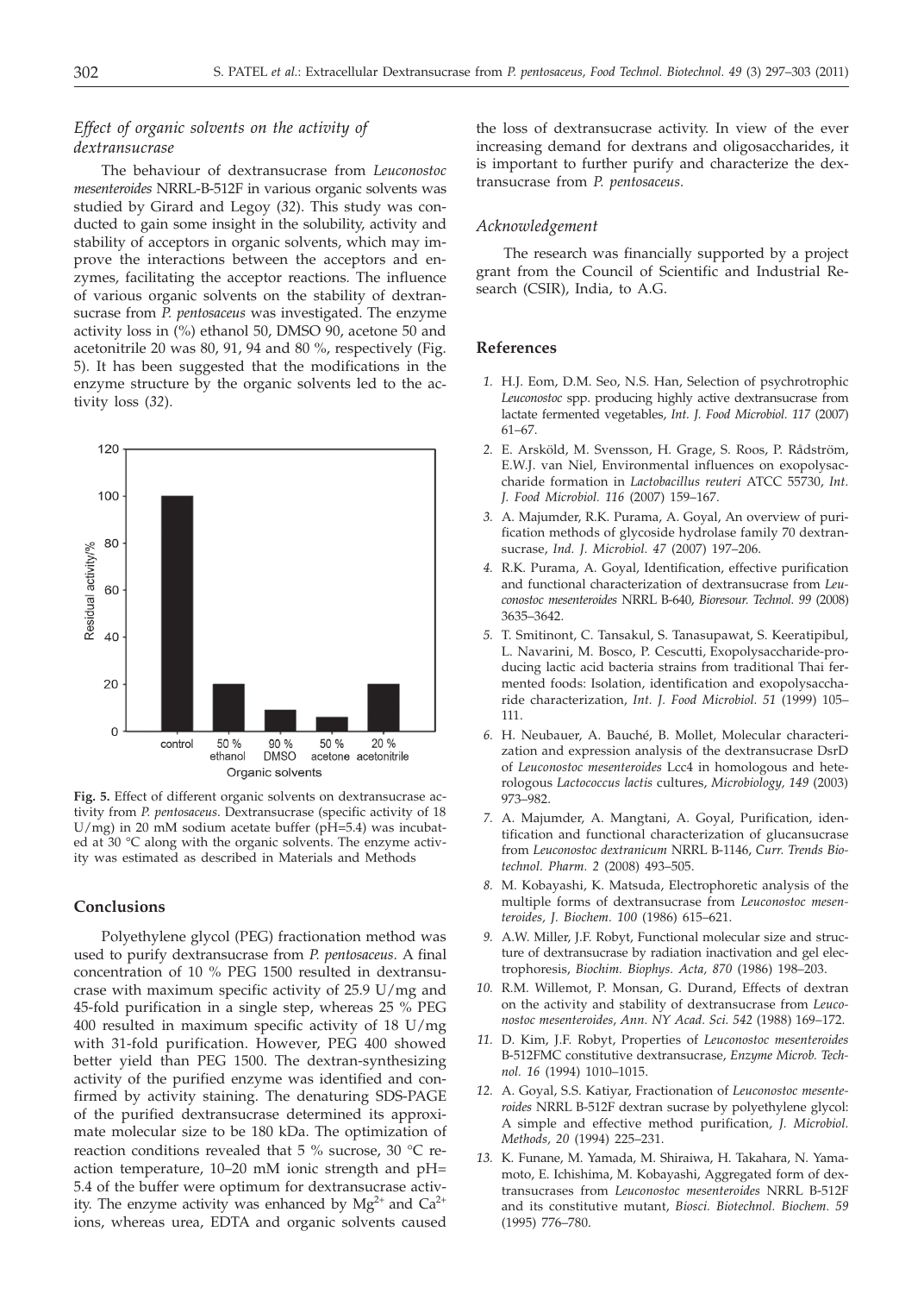## *Effect of organic solvents on the activity of dextransucrase*

The behaviour of dextransucrase from *Leuconostoc mesenteroides* NRRL-B-512F in various organic solvents was studied by Girard and Legoy (*32*). This study was conducted to gain some insight in the solubility, activity and stability of acceptors in organic solvents, which may improve the interactions between the acceptors and enzymes, facilitating the acceptor reactions. The influence of various organic solvents on the stability of dextransucrase from *P. pentosaceus* was investigated. The enzyme activity loss in (%) ethanol 50, DMSO 90, acetone 50 and acetonitrile 20 was 80, 91, 94 and 80 %, respectively (Fig. 5). It has been suggested that the modifications in the enzyme structure by the organic solvents led to the activity loss (*32*).

**Fig. 5.** Effect of different organic solvents on dextransucrase activity from *P. pentosaceus*. Dextransucrase (specific activity of 18 U/mg) in 20 mM sodium acetate buffer (pH=5.4) was incubated at 30 °C along with the organic solvents. The enzyme activity was estimated as described in Materials and Methods

## Conclusions

Polyethylene glycol (PEG) fractionation method was used to purify dextransucrase from *P. pentosaceus*. A final concentration of 10 % PEG 1500 resulted in dextransucrase with maximum specific activity of 25.9 U/mg and 45-fold purification in a single step, whereas 25 % PEG 400 resulted in maximum specific activity of 18 U/mg with 31-fold purification. However, PEG 400 showed better yield than PEG 1500. The dextran-synthesizing activity of the purified enzyme was identified and confirmed by activity staining. The denaturing SDS-PAGE of the purified dextransucrase determined its approximate molecular size to be 180 kDa. The optimization of reaction conditions revealed that 5 % sucrose, 30 °C reaction temperature, 10–20 mM ionic strength and pH=5.4 of the buffer were optimum for dextransucrase activity. The enzyme activity was enhanced by $Mg^{2+}$ and $Ca^{2+}$ ions, whereas urea, EDTA and organic solvents caused the loss of dextransucrase activity. In view of the ever increasing demand for dextrans and oligosaccharides, it is important to further purify and characterize the dextransucrase from *P. pentosaceus*.

## *Acknowledgement*

The research was financially supported by a project grant from the Council of Scientific and Industrial Research (CSIR), India, to A.G.

## References

1. H.J. Eom, D.M. Seo, N.S. Han, Selection of psychrotrophic *Leuconostoc* spp. producing highly active dextransucrase from lactate fermented vegetables, *Int. J. Food Microbiol. 117* (2007) 61–67.
2. E. Arsköld, M. Svensson, H. Grage, S. Roos, P. Rådström, E.W.J. van Niel, Environmental influences on exopolysaccharide formation in *Lactobacillus reuteri* ATCC 55730, *Int. J. Food Microbiol. 116* (2007) 159–167.
3. A. Majumder, R.K. Purama, A. Goyal, An overview of purification methods of glycoside hydrolase family 70 dextransucrase, *Ind. J. Microbiol. 47* (2007) 197–206.
4. R.K. Purama, A. Goyal, Identification, effective purification and functional characterization of dextransucrase from *Leuconostoc mesenteroides* NRRL B-640, *Bioresour. Technol. 99* (2008) 3635–3642.
5. T. Smitinont, C. Tansakul, S. Tanasupawat, S. Keeratipibul, L. Navarini, M. Bosco, P. Cescutti, Exopolysaccharide-producing lactic acid bacteria strains from traditional Thai fermented foods: Isolation, identification and exopolysaccharide characterization, *Int. J. Food Microbiol. 51* (1999) 105–111.
6. H. Neubauer, A. Bauché, B. Mollet, Molecular characterization and expression analysis of the dextransucrase DsrD of *Leuconostoc mesenteroides* Lcc4 in homologous and heterologous *Lactococcus lactis* cultures, *Microbiology, 149* (2003) 973–982.
7. A. Majumder, A. Mangtani, A. Goyal, Purification, identification and functional characterization of glucansucrase from *Leuconostoc dextranicum* NRRL B-1146, *Curr. Trends Biotechnol. Pharm. 2* (2008) 493–505.
8. M. Kobayashi, K. Matsuda, Electrophoretic analysis of the multiple forms of dextransucrase from *Leuconostoc mesenteroides*, *J. Biochem. 100* (1986) 615–621.
9. A.W. Miller, J.F. Robyt, Functional molecular size and structure of dextransucrase by radiation inactivation and gel electrophoresis, *Biochim. Biophys. Acta, 870* (1986) 198–203.
10. R.M. Willemot, P. Monsan, G. Durand, Effects of dextran on the activity and stability of dextransucrase from *Leuconostoc mesenteroides*, *Ann. NY Acad. Sci. 542* (1988) 169–172.
11. D. Kim, J.F. Robyt, Properties of *Leuconostoc mesenteroides* B-512FMC constitutive dextransucrase, *Enzyme Microb. Technol. 16* (1994) 1010–1015.
12. A. Goyal, S.S. Katiyar, Fractionation of *Leuconostoc mesenteroides* NRRL B-512F dextran sucrase by polyethylene glycol: A simple and effective method purification, *J. Microbiol. Methods, 20* (1994) 225–231.
13. K. Funane, M. Yamada, M. Shiraiwa, H. Takahara, N. Yamamoto, E. Ichishima, M. Kobayashi, Aggregated form of dextransucrases from *Leuconostoc mesenteroides* NRRL B-512F and its constitutive mutant, *Biosci. Biotechnol. Biochem. 59* (1995) 776–780.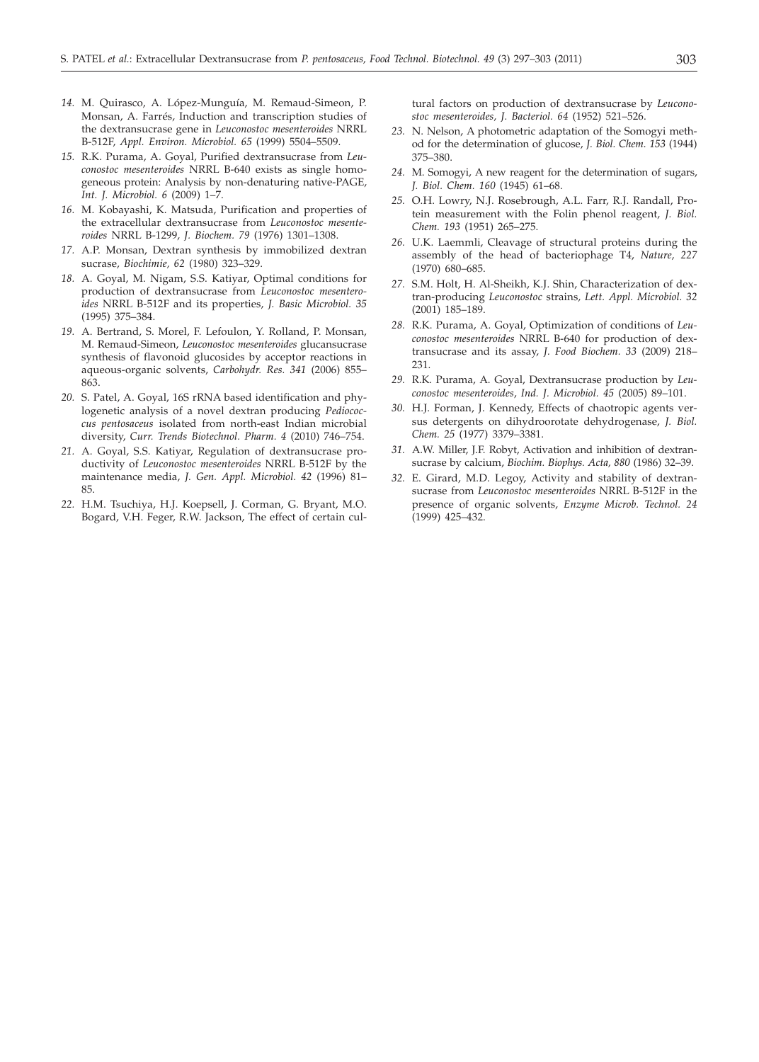14. M. Quirasco, A. López-Munguía, M. Remaud-Simeon, P. Monsan, A. Farrés, Induction and transcription studies of the dextransucrase gene in *Leuconostoc mesenteroides* NRRL B-512F, *Appl. Environ. Microbiol. 65* (1999) 5504–5509.

15. R.K. Purama, A. Goyal, Purified dextransucrase from *Leuconostoc mesenteroides* NRRL B-640 exists as single homogeneous protein: Analysis by non-denaturing native-PAGE, *Int. J. Microbiol. 6* (2009) 1–7.

16. M. Kobayashi, K. Matsuda, Purification and properties of the extracellular dextransucrase from *Leuconostoc mesenteroides* NRRL B-1299, *J. Biochem. 79* (1976) 1301–1308.

17. A.P. Monsan, Dextran synthesis by immobilized dextran sucrase, *Biochimie, 62* (1980) 323–329.

18. A. Goyal, M. Nigam, S.S. Katiyar, Optimal conditions for production of dextransucrase from *Leuconostoc mesenteroides* NRRL B-512F and its properties, *J. Basic Microbiol. 35* (1995) 375–384.

19. A. Bertrand, S. Morel, F. Lefoulon, Y. Rolland, P. Monsan, M. Remaud-Simeon, *Leuconostoc mesenteroides* glucansucrase synthesis of flavonoid glucosides by acceptor reactions in aqueous-organic solvents, *Carbohydr. Res. 341* (2006) 855–863.

20. S. Patel, A. Goyal, 16S rRNA based identification and phylogenetic analysis of a novel dextran producing *Pediococcus pentosaceus* isolated from north-east Indian microbial diversity, *Curr. Trends Biotechnol. Pharm. 4* (2010) 746–754.

21. A. Goyal, S.S. Katiyar, Regulation of dextransucrase productivity of *Leuconostoc mesenteroides* NRRL B-512F by the maintenance media, *J. Gen. Appl. Microbiol. 42* (1996) 81–85.

22. H.M. Tsuchiya, H.J. Koepsell, J. Corman, G. Bryant, M.O. Bogard, V.H. Feger, R.W. Jackson, The effect of certain cultural factors on production of dextransucrase by *Leuconostoc mesenteroides, J. Bacteriol. 64* (1952) 521–526.

23. N. Nelson, A photometric adaptation of the Somogyi method for the determination of glucose, *J. Biol. Chem. 153* (1944) 375–380.

24. M. Somogyi, A new reagent for the determination of sugars, *J. Biol. Chem. 160* (1945) 61–68.

25. O.H. Lowry, N.J. Rosebrough, A.L. Farr, R.J. Randall, Protein measurement with the Folin phenol reagent, *J. Biol. Chem. 193* (1951) 265–275.

26. U.K. Laemmli, Cleavage of structural proteins during the assembly of the head of bacteriophage T4, *Nature, 227* (1970) 680–685.

27. S.M. Holt, H. Al-Sheikh, K.J. Shin, Characterization of dextran-producing *Leuconostoc* strains, *Lett. Appl. Microbiol. 32* (2001) 185–189.

28. R.K. Purama, A. Goyal, Optimization of conditions of *Leuconostoc mesenteroides* NRRL B-640 for production of dextransucrase and its assay, *J. Food Biochem. 33* (2009) 218–231.

29. R.K. Purama, A. Goyal, Dextransucrase production by *Leuconostoc mesenteroides*, *Ind. J. Microbiol. 45* (2005) 89–101.

30. H.J. Forman, J. Kennedy, Effects of chaotropic agents versus detergents on dihydroorotate dehydrogenase, *J. Biol. Chem. 25* (1977) 3379–3381.

31. A.W. Miller, J.F. Robyt, Activation and inhibition of dextransucrase by calcium, *Biochim. Biophys. Acta, 880* (1986) 32–39.

32. E. Girard, M.D. Legoy, Activity and stability of dextransucrase from *Leuconostoc mesenteroides* NRRL B-512F in the presence of organic solvents, *Enzyme Microb. Technol. 24* (1999) 425–432.